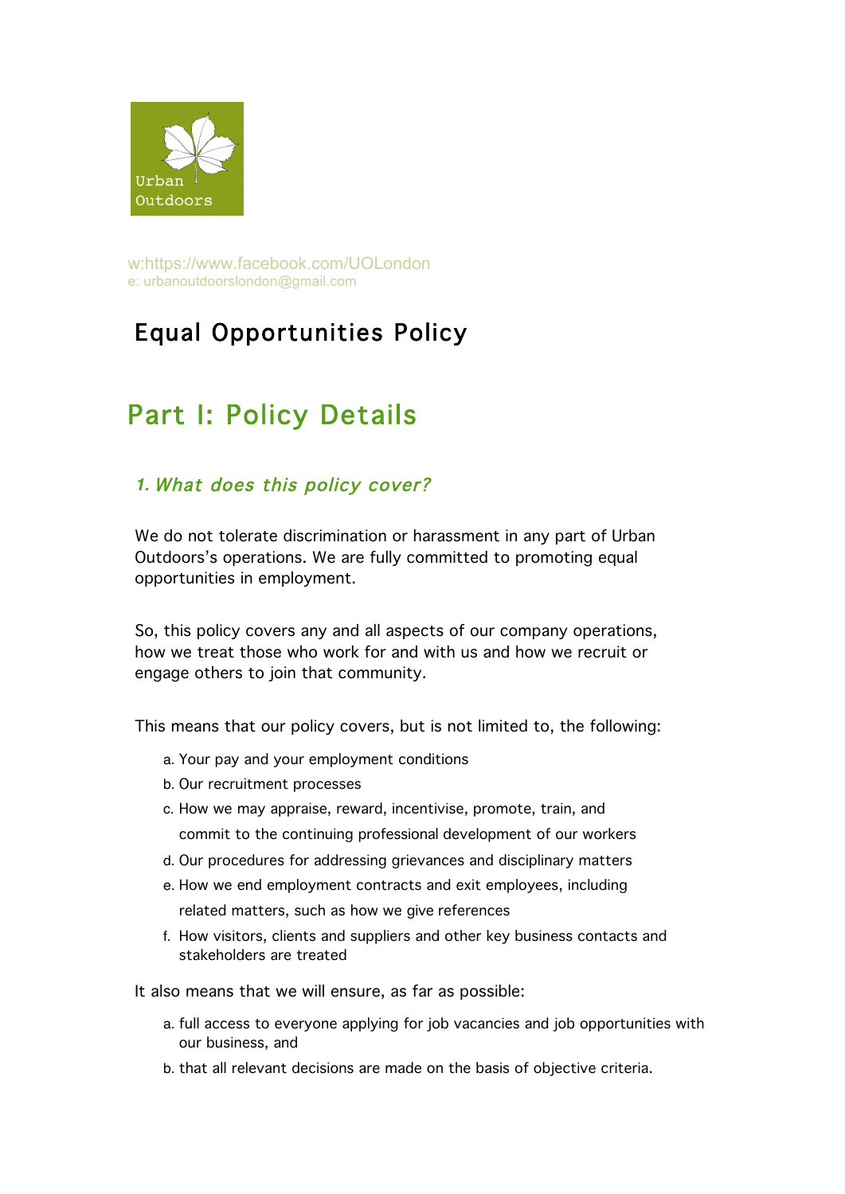Urban Outdoors

w:https://www.facebook.com/UOLondon
e: urbanoutdoorslondon@gmail.com

# Equal Opportunities Policy

## Part I: Policy Details

### *1. What does this policy cover?*

We do not tolerate discrimination or harassment in any part of Urban Outdoors's operations. We are fully committed to promoting equal opportunities in employment.

So, this policy covers any and all aspects of our company operations, how we treat those who work for and with us and how we recruit or engage others to join that community.

This means that our policy covers, but is not limited to, the following:

a. Your pay and your employment conditions
b. Our recruitment processes
c. How we may appraise, reward, incentivise, promote, train, and commit to the continuing professional development of our workers
d. Our procedures for addressing grievances and disciplinary matters
e. How we end employment contracts and exit employees, including related matters, such as how we give references
f. How visitors, clients and suppliers and other key business contacts and stakeholders are treated

It also means that we will ensure, as far as possible:

a. full access to everyone applying for job vacancies and job opportunities with our business, and
b. that all relevant decisions are made on the basis of objective criteria.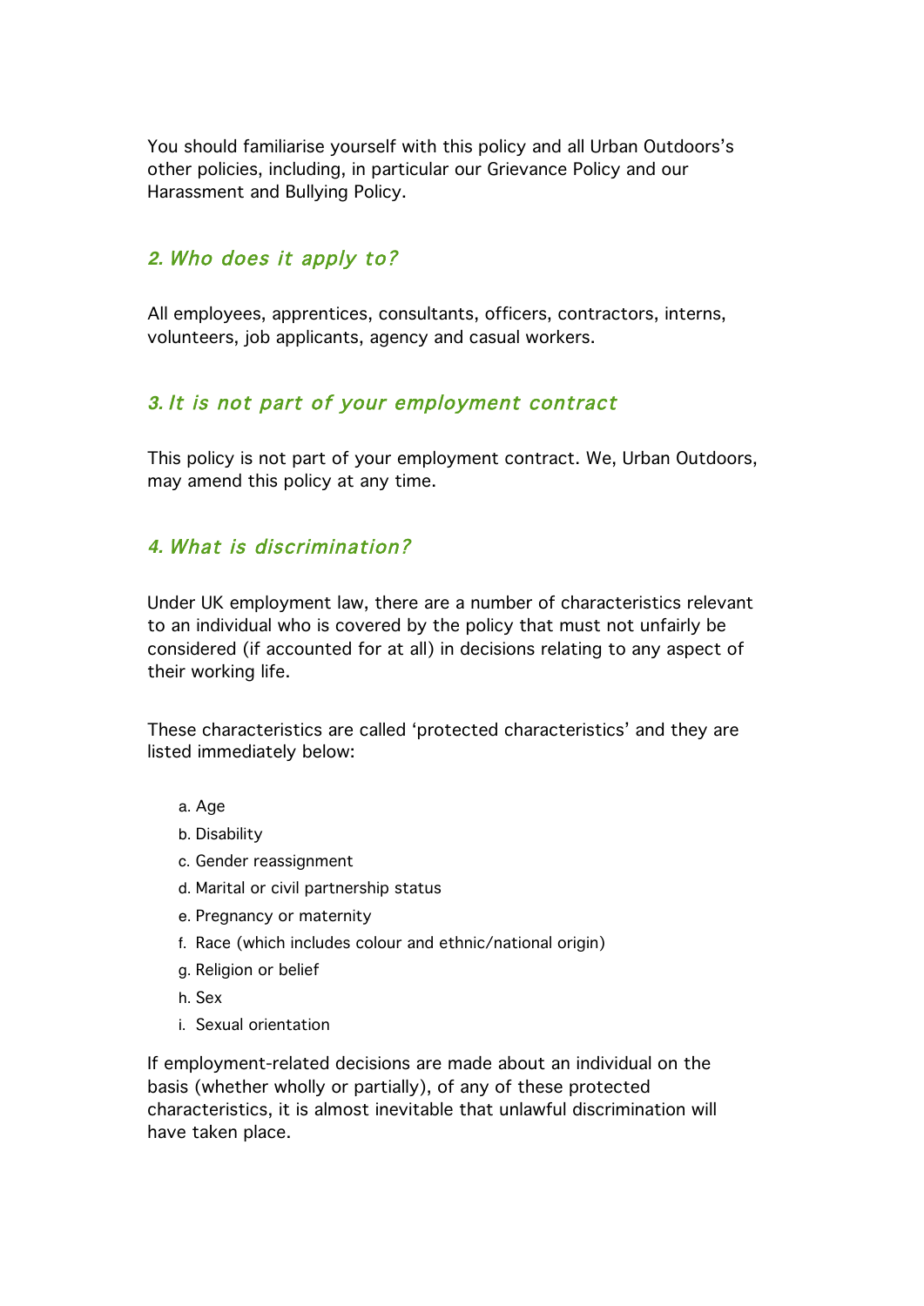You should familiarise yourself with this policy and all Urban Outdoors's other policies, including, in particular our Grievance Policy and our Harassment and Bullying Policy.

## 2. *Who does it apply to?*

All employees, apprentices, consultants, officers, contractors, interns, volunteers, job applicants, agency and casual workers.

## 3. *It is not part of your employment contract*

This policy is not part of your employment contract. We, Urban Outdoors, may amend this policy at any time.

## 4. *What is discrimination?*

Under UK employment law, there are a number of characteristics relevant to an individual who is covered by the policy that must not unfairly be considered (if accounted for at all) in decisions relating to any aspect of their working life.

These characteristics are called 'protected characteristics' and they are listed immediately below:

a. Age
b. Disability
c. Gender reassignment
d. Marital or civil partnership status
e. Pregnancy or maternity
f. Race (which includes colour and ethnic/national origin)
g. Religion or belief
h. Sex
i. Sexual orientation

If employment-related decisions are made about an individual on the basis (whether wholly or partially), of any of these protected characteristics, it is almost inevitable that unlawful discrimination will have taken place.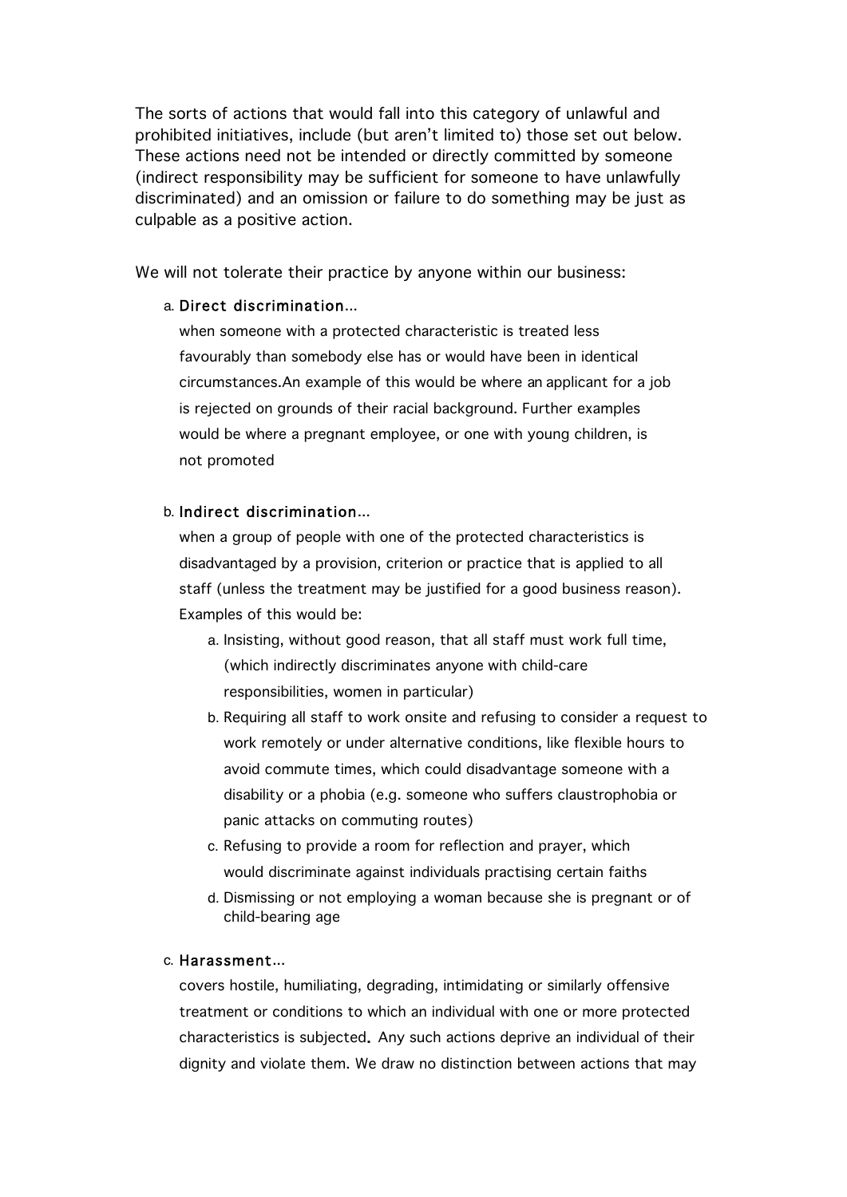The sorts of actions that would fall into this category of unlawful and prohibited initiatives, include (but aren't limited to) those set out below. These actions need not be intended or directly committed by someone (indirect responsibility may be sufficient for someone to have unlawfully discriminated) and an omission or failure to do something may be just as culpable as a positive action.

We will not tolerate their practice by anyone within our business:

a. Direct discrimination...

   when someone with a protected characteristic is treated less favourably than somebody else has or would have been in identical circumstances.An example of this would be where an applicant for a job is rejected on grounds of their racial background. Further examples would be where a pregnant employee, or one with young children, is not promoted

b. Indirect discrimination...

   when a group of people with one of the protected characteristics is disadvantaged by a provision, criterion or practice that is applied to all staff (unless the treatment may be justified for a good business reason). Examples of this would be:

   a. Insisting, without good reason, that all staff must work full time, (which indirectly discriminates anyone with child-care responsibilities, women in particular)
   b. Requiring all staff to work onsite and refusing to consider a request to work remotely or under alternative conditions, like flexible hours to avoid commute times, which could disadvantage someone with a disability or a phobia (e.g. someone who suffers claustrophobia or panic attacks on commuting routes)
   c. Refusing to provide a room for reflection and prayer, which would discriminate against individuals practising certain faiths
   d. Dismissing or not employing a woman because she is pregnant or of child-bearing age

c. Harassment...

   covers hostile, humiliating, degrading, intimidating or similarly offensive treatment or conditions to which an individual with one or more protected characteristics is subjected. Any such actions deprive an individual of their dignity and violate them. We draw no distinction between actions that may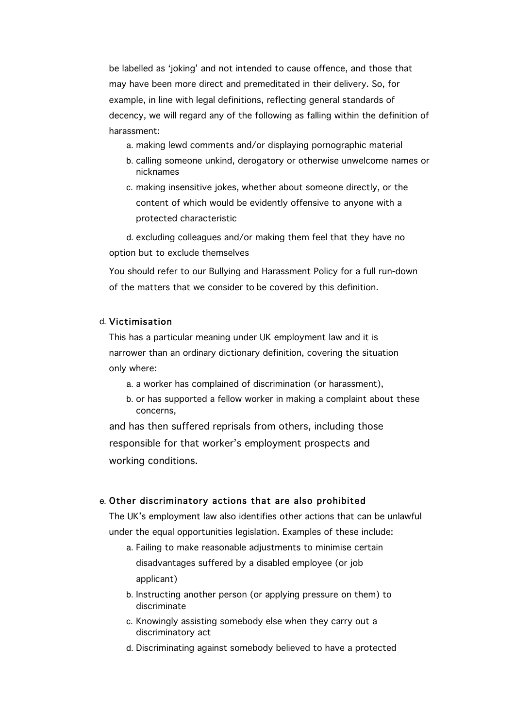be labelled as 'joking' and not intended to cause offence, and those that may have been more direct and premeditated in their delivery. So, for example, in line with legal definitions, reflecting general standards of decency, we will regard any of the following as falling within the definition of harassment:

a. making lewd comments and/or displaying pornographic material
b. calling someone unkind, derogatory or otherwise unwelcome names or nicknames
c. making insensitive jokes, whether about someone directly, or the content of which would be evidently offensive to anyone with a protected characteristic
d. excluding colleagues and/or making them feel that they have no option but to exclude themselves

You should refer to our Bullying and Harassment Policy for a full run-down of the matters that we consider to be covered by this definition.

d. **Victimisation**

This has a particular meaning under UK employment law and it is narrower than an ordinary dictionary definition, covering the situation only where:

a. a worker has complained of discrimination (or harassment),
b. or has supported a fellow worker in making a complaint about these concerns,

and has then suffered reprisals from others, including those responsible for that worker's employment prospects and working conditions.

e. **Other discriminatory actions that are also prohibited**

The UK's employment law also identifies other actions that can be unlawful under the equal opportunities legislation. Examples of these include:

a. Failing to make reasonable adjustments to minimise certain disadvantages suffered by a disabled employee (or job applicant)
b. Instructing another person (or applying pressure on them) to discriminate
c. Knowingly assisting somebody else when they carry out a discriminatory act
d. Discriminating against somebody believed to have a protected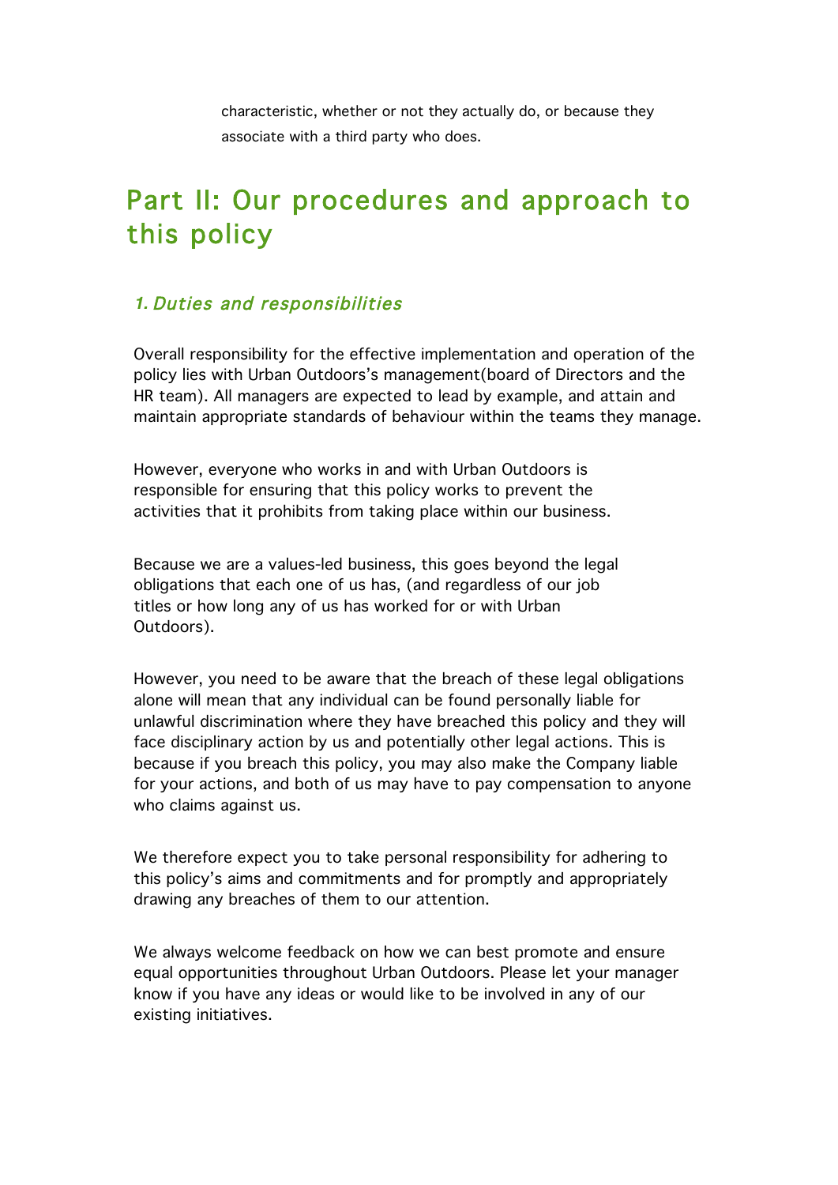characteristic, whether or not they actually do, or because they associate with a third party who does.

# Part II: Our procedures and approach to this policy

## *1. Duties and responsibilities*

Overall responsibility for the effective implementation and operation of the policy lies with Urban Outdoors's management(board of Directors and the HR team). All managers are expected to lead by example, and attain and maintain appropriate standards of behaviour within the teams they manage.

However, everyone who works in and with Urban Outdoors is responsible for ensuring that this policy works to prevent the activities that it prohibits from taking place within our business.

Because we are a values-led business, this goes beyond the legal obligations that each one of us has, (and regardless of our job titles or how long any of us has worked for or with Urban Outdoors).

However, you need to be aware that the breach of these legal obligations alone will mean that any individual can be found personally liable for unlawful discrimination where they have breached this policy and they will face disciplinary action by us and potentially other legal actions. This is because if you breach this policy, you may also make the Company liable for your actions, and both of us may have to pay compensation to anyone who claims against us.

We therefore expect you to take personal responsibility for adhering to this policy's aims and commitments and for promptly and appropriately drawing any breaches of them to our attention.

We always welcome feedback on how we can best promote and ensure equal opportunities throughout Urban Outdoors. Please let your manager know if you have any ideas or would like to be involved in any of our existing initiatives.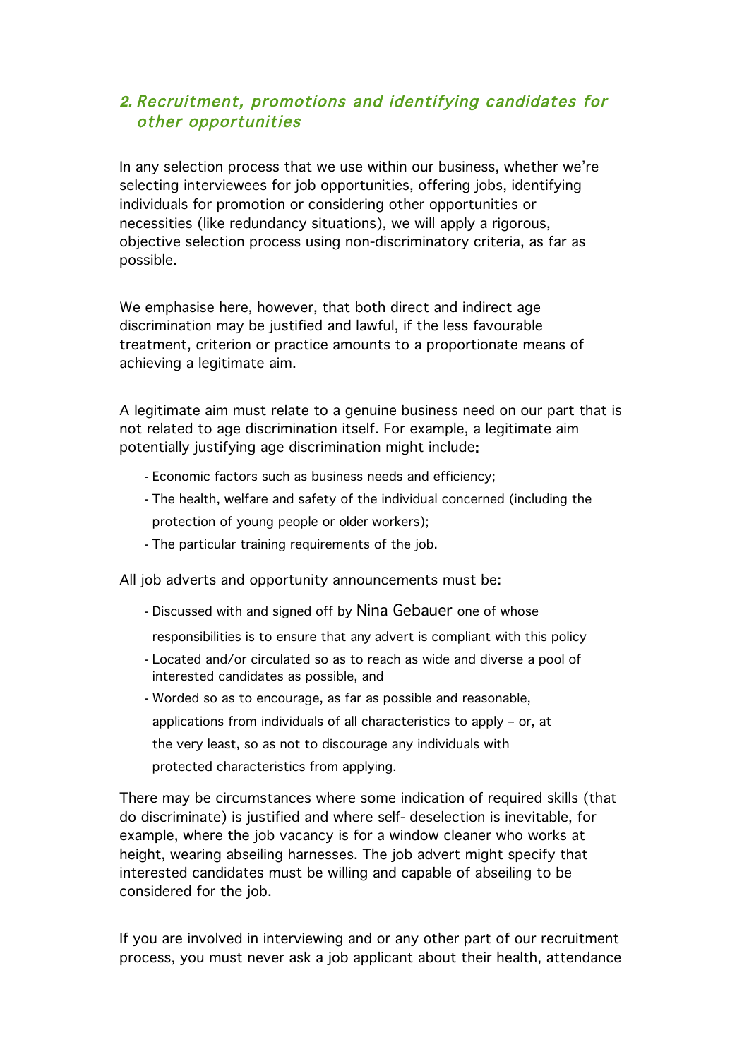## *2. Recruitment, promotions and identifying candidates for other opportunities*

In any selection process that we use within our business, whether we're selecting interviewees for job opportunities, offering jobs, identifying individuals for promotion or considering other opportunities or necessities (like redundancy situations), we will apply a rigorous, objective selection process using non-discriminatory criteria, as far as possible.

We emphasise here, however, that both direct and indirect age discrimination may be justified and lawful, if the less favourable treatment, criterion or practice amounts to a proportionate means of achieving a legitimate aim.

A legitimate aim must relate to a genuine business need on our part that is not related to age discrimination itself. For example, a legitimate aim potentially justifying age discrimination might include**:**

- Economic factors such as business needs and efficiency;
- The health, welfare and safety of the individual concerned (including the protection of young people or older workers);
- The particular training requirements of the job.

All job adverts and opportunity announcements must be:

- Discussed with and signed off by Nina Gebauer one of whose responsibilities is to ensure that any advert is compliant with this policy
- Located and/or circulated so as to reach as wide and diverse a pool of interested candidates as possible, and
- Worded so as to encourage, as far as possible and reasonable, applications from individuals of all characteristics to apply – or, at the very least, so as not to discourage any individuals with protected characteristics from applying.

There may be circumstances where some indication of required skills (that do discriminate) is justified and where self- deselection is inevitable, for example, where the job vacancy is for a window cleaner who works at height, wearing abseiling harnesses. The job advert might specify that interested candidates must be willing and capable of abseiling to be considered for the job.

If you are involved in interviewing and or any other part of our recruitment process, you must never ask a job applicant about their health, attendance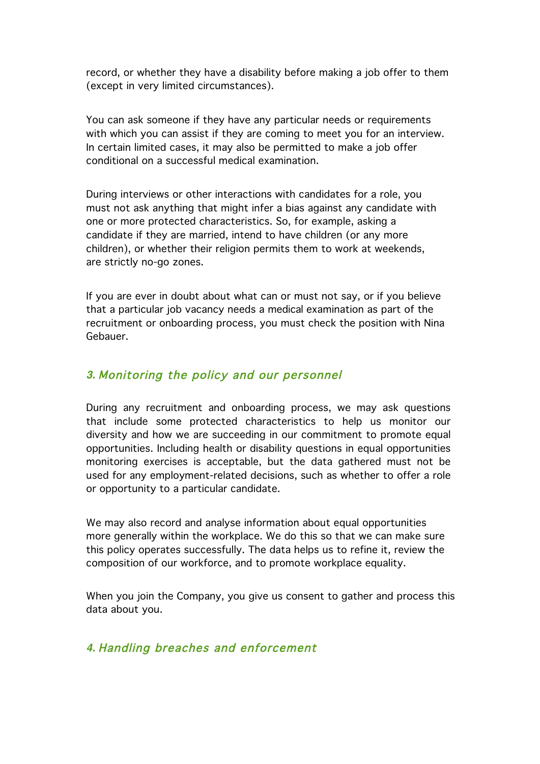record, or whether they have a disability before making a job offer to them (except in very limited circumstances).

You can ask someone if they have any particular needs or requirements with which you can assist if they are coming to meet you for an interview. In certain limited cases, it may also be permitted to make a job offer conditional on a successful medical examination.

During interviews or other interactions with candidates for a role, you must not ask anything that might infer a bias against any candidate with one or more protected characteristics. So, for example, asking a candidate if they are married, intend to have children (or any more children), or whether their religion permits them to work at weekends, are strictly no-go zones.

If you are ever in doubt about what can or must not say, or if you believe that a particular job vacancy needs a medical examination as part of the recruitment or onboarding process, you must check the position with Nina Gebauer.

## *3. Monitoring the policy and our personnel*

During any recruitment and onboarding process, we may ask questions that include some protected characteristics to help us monitor our diversity and how we are succeeding in our commitment to promote equal opportunities. Including health or disability questions in equal opportunities monitoring exercises is acceptable, but the data gathered must not be used for any employment-related decisions, such as whether to offer a role or opportunity to a particular candidate.

We may also record and analyse information about equal opportunities more generally within the workplace. We do this so that we can make sure this policy operates successfully. The data helps us to refine it, review the composition of our workforce, and to promote workplace equality.

When you join the Company, you give us consent to gather and process this data about you.

## *4. Handling breaches and enforcement*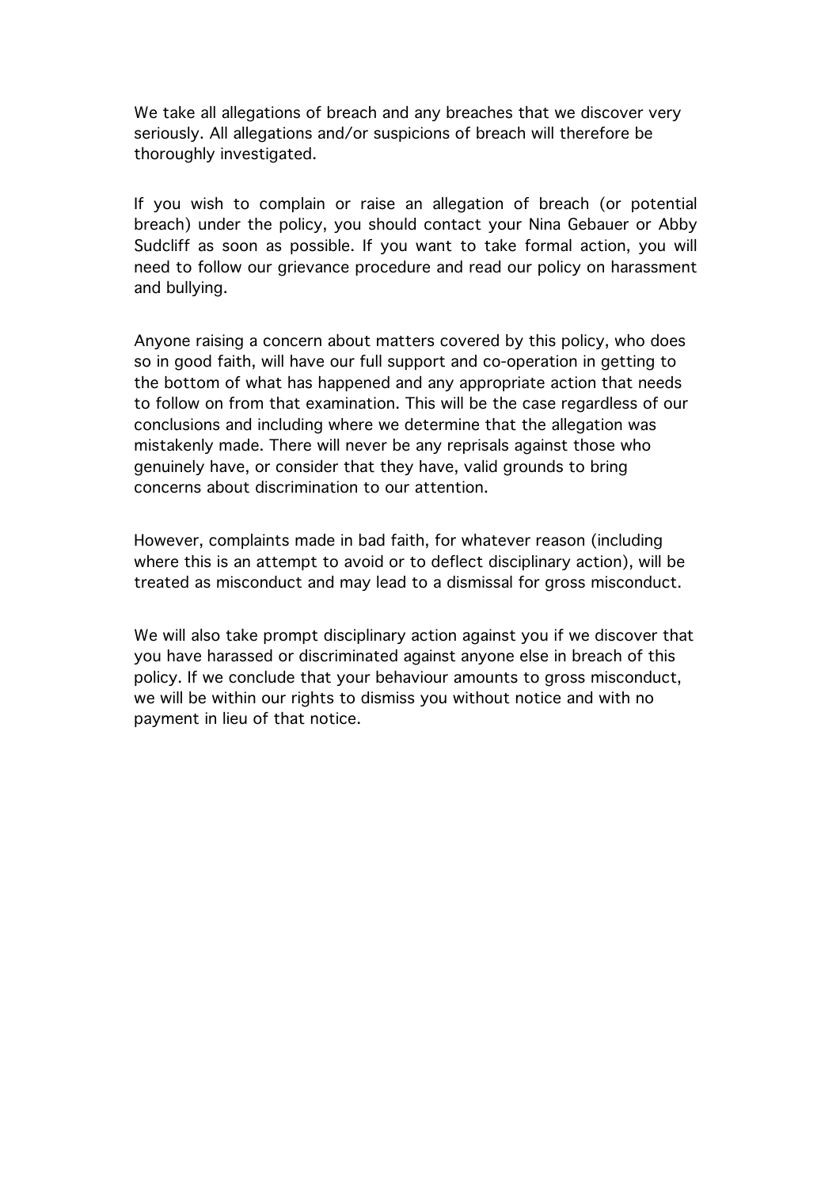We take all allegations of breach and any breaches that we discover very seriously. All allegations and/or suspicions of breach will therefore be thoroughly investigated.

If you wish to complain or raise an allegation of breach (or potential breach) under the policy, you should contact your Nina Gebauer or Abby Sudcliff as soon as possible. If you want to take formal action, you will need to follow our grievance procedure and read our policy on harassment and bullying.

Anyone raising a concern about matters covered by this policy, who does so in good faith, will have our full support and co-operation in getting to the bottom of what has happened and any appropriate action that needs to follow on from that examination. This will be the case regardless of our conclusions and including where we determine that the allegation was mistakenly made. There will never be any reprisals against those who genuinely have, or consider that they have, valid grounds to bring concerns about discrimination to our attention.

However, complaints made in bad faith, for whatever reason (including where this is an attempt to avoid or to deflect disciplinary action), will be treated as misconduct and may lead to a dismissal for gross misconduct.

We will also take prompt disciplinary action against you if we discover that you have harassed or discriminated against anyone else in breach of this policy. If we conclude that your behaviour amounts to gross misconduct, we will be within our rights to dismiss you without notice and with no payment in lieu of that notice.